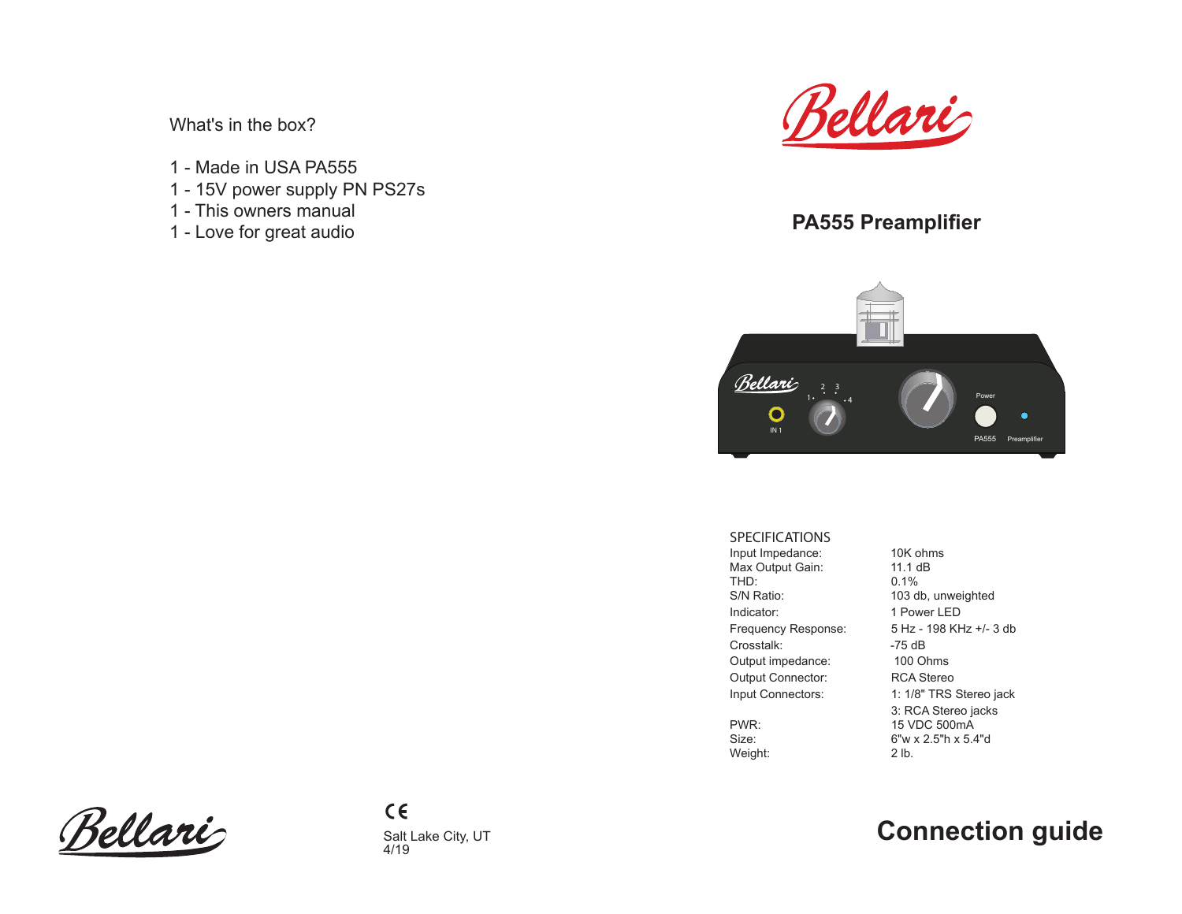What's in the box?

1 - Made in USA PA555
1 - 15V power supply PN PS27s
1 - This owners manual
1 - Love for great audio

Bellari

Salt Lake City, UT
4/19

Bellari

## PA555 Preamplifier

SPECIFICATIONS

| | |
|---|---|
| Input Impedance: | 10K ohms |
| Max Output Gain: | 11.1 dB |
| THD: | 0.1% |
| S/N Ratio: | 103 db, unweighted |
| Indicator: | 1 Power LED |
| Frequency Response: | 5 Hz - 198 KHz +/- 3 db |
| Crosstalk: | -75 dB |
| Output impedance: | 100 Ohms |
| Output Connector: | RCA Stereo |
| Input Connectors: | 1: 1/8" TRS Stereo jack<br>3: RCA Stereo jacks |
| PWR: | 15 VDC 500mA |
| Size: | 6"w x 2.5"h x 5.4"d |
| Weight: | 2 lb. |

# Connection guide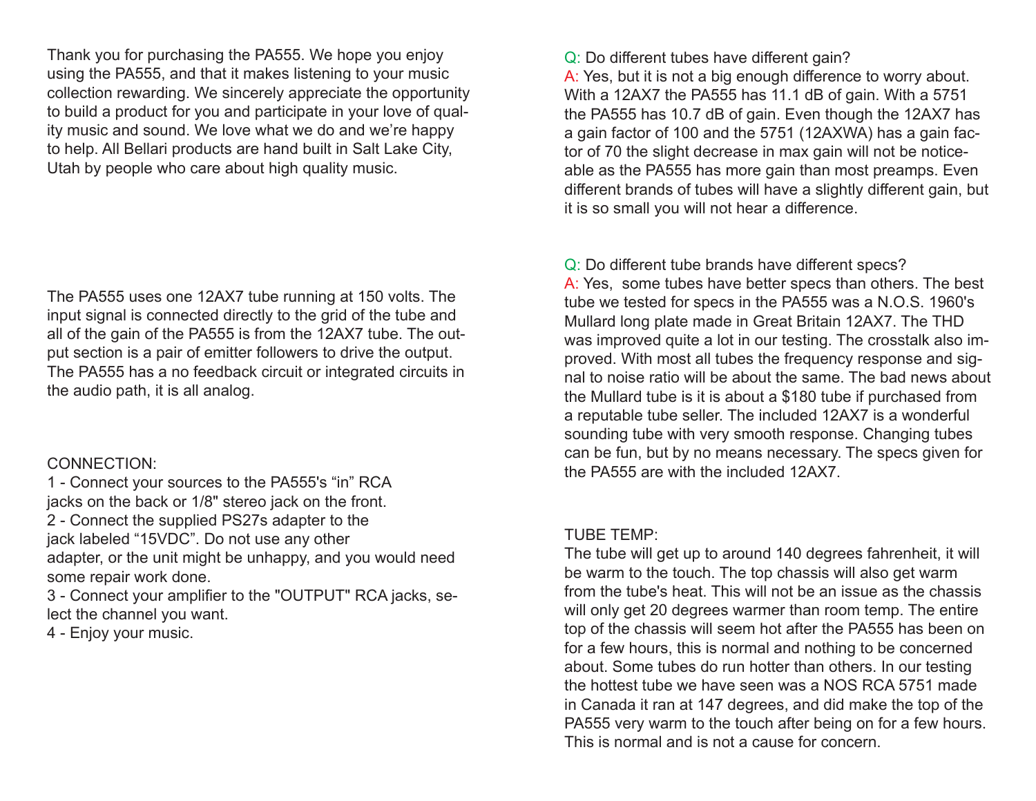Thank you for purchasing the PA555. We hope you enjoy using the PA555, and that it makes listening to your music collection rewarding. We sincerely appreciate the opportunity to build a product for you and participate in your love of quality music and sound. We love what we do and we're happy to help. All Bellari products are hand built in Salt Lake City, Utah by people who care about high quality music.

The PA555 uses one 12AX7 tube running at 150 volts. The input signal is connected directly to the grid of the tube and all of the gain of the PA555 is from the 12AX7 tube. The output section is a pair of emitter followers to drive the output. The PA555 has a no feedback circuit or integrated circuits in the audio path, it is all analog.

CONNECTION:

1 - Connect your sources to the PA555's "in" RCA jacks on the back or 1/8" stereo jack on the front.
2 - Connect the supplied PS27s adapter to the jack labeled "15VDC". Do not use any other adapter, or the unit might be unhappy, and you would need some repair work done.
3 - Connect your amplifier to the "OUTPUT" RCA jacks, select the channel you want.
4 - Enjoy your music.

Q: Do different tubes have different gain?
A: Yes, but it is not a big enough difference to worry about. With a 12AX7 the PA555 has 11.1 dB of gain. With a 5751 the PA555 has 10.7 dB of gain. Even though the 12AX7 has a gain factor of 100 and the 5751 (12AXWA) has a gain factor of 70 the slight decrease in max gain will not be noticeable as the PA555 has more gain than most preamps. Even different brands of tubes will have a slightly different gain, but it is so small you will not hear a difference.

Q: Do different tube brands have different specs?
A: Yes, some tubes have better specs than others. The best tube we tested for specs in the PA555 was a N.O.S. 1960's Mullard long plate made in Great Britain 12AX7. The THD was improved quite a lot in our testing. The crosstalk also improved. With most all tubes the frequency response and signal to noise ratio will be about the same. The bad news about the Mullard tube is it is about a $180 tube if purchased from a reputable tube seller. The included 12AX7 is a wonderful sounding tube with very smooth response. Changing tubes can be fun, but by no means necessary. The specs given for the PA555 are with the included 12AX7.

TUBE TEMP:

The tube will get up to around 140 degrees fahrenheit, it will be warm to the touch. The top chassis will also get warm from the tube's heat. This will not be an issue as the chassis will only get 20 degrees warmer than room temp. The entire top of the chassis will seem hot after the PA555 has been on for a few hours, this is normal and nothing to be concerned about. Some tubes do run hotter than others. In our testing the hottest tube we have seen was a NOS RCA 5751 made in Canada it ran at 147 degrees, and did make the top of the PA555 very warm to the touch after being on for a few hours. This is normal and is not a cause for concern.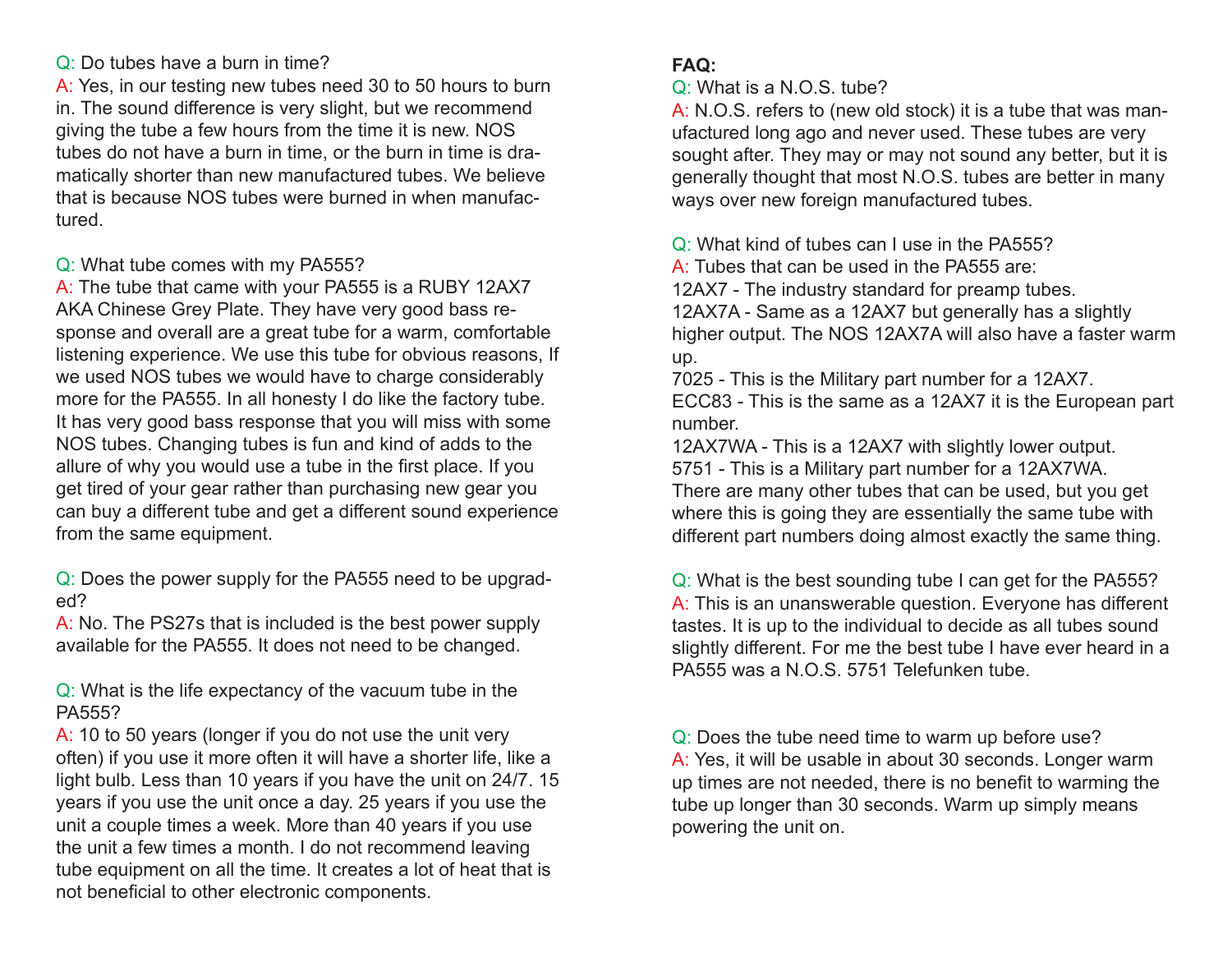Q: Do tubes have a burn in time?
A: Yes, in our testing new tubes need 30 to 50 hours to burn in. The sound difference is very slight, but we recommend giving the tube a few hours from the time it is new. NOS tubes do not have a burn in time, or the burn in time is dramatically shorter than new manufactured tubes. We believe that is because NOS tubes were burned in when manufactured.

Q: What tube comes with my PA555?
A: The tube that came with your PA555 is a RUBY 12AX7 AKA Chinese Grey Plate. They have very good bass response and overall are a great tube for a warm, comfortable listening experience. We use this tube for obvious reasons, If we used NOS tubes we would have to charge considerably more for the PA555. In all honesty I do like the factory tube. It has very good bass response that you will miss with some NOS tubes. Changing tubes is fun and kind of adds to the allure of why you would use a tube in the first place. If you get tired of your gear rather than purchasing new gear you can buy a different tube and get a different sound experience from the same equipment.

Q: Does the power supply for the PA555 need to be upgraded?
A: No. The PS27s that is included is the best power supply available for the PA555. It does not need to be changed.

Q: What is the life expectancy of the vacuum tube in the PA555?
A: 10 to 50 years (longer if you do not use the unit very often) if you use it more often it will have a shorter life, like a light bulb. Less than 10 years if you have the unit on 24/7. 15 years if you use the unit once a day. 25 years if you use the unit a couple times a week. More than 40 years if you use the unit a few times a month. I do not recommend leaving tube equipment on all the time. It creates a lot of heat that is not beneficial to other electronic components.

**FAQ:**

Q: What is a N.O.S. tube?
A: N.O.S. refers to (new old stock) it is a tube that was manufactured long ago and never used. These tubes are very sought after. They may or may not sound any better, but it is generally thought that most N.O.S. tubes are better in many ways over new foreign manufactured tubes.

Q: What kind of tubes can I use in the PA555?
A: Tubes that can be used in the PA555 are:
12AX7 - The industry standard for preamp tubes.
12AX7A - Same as a 12AX7 but generally has a slightly higher output. The NOS 12AX7A will also have a faster warm up.
7025 - This is the Military part number for a 12AX7.
ECC83 - This is the same as a 12AX7 it is the European part number.
12AX7WA - This is a 12AX7 with slightly lower output.
5751 - This is a Military part number for a 12AX7WA.
There are many other tubes that can be used, but you get where this is going they are essentially the same tube with different part numbers doing almost exactly the same thing.

Q: What is the best sounding tube I can get for the PA555?
A: This is an unanswerable question. Everyone has different tastes. It is up to the individual to decide as all tubes sound slightly different. For me the best tube I have ever heard in a PA555 was a N.O.S. 5751 Telefunken tube.

Q: Does the tube need time to warm up before use?
A: Yes, it will be usable in about 30 seconds. Longer warm up times are not needed, there is no benefit to warming the tube up longer than 30 seconds. Warm up simply means powering the unit on.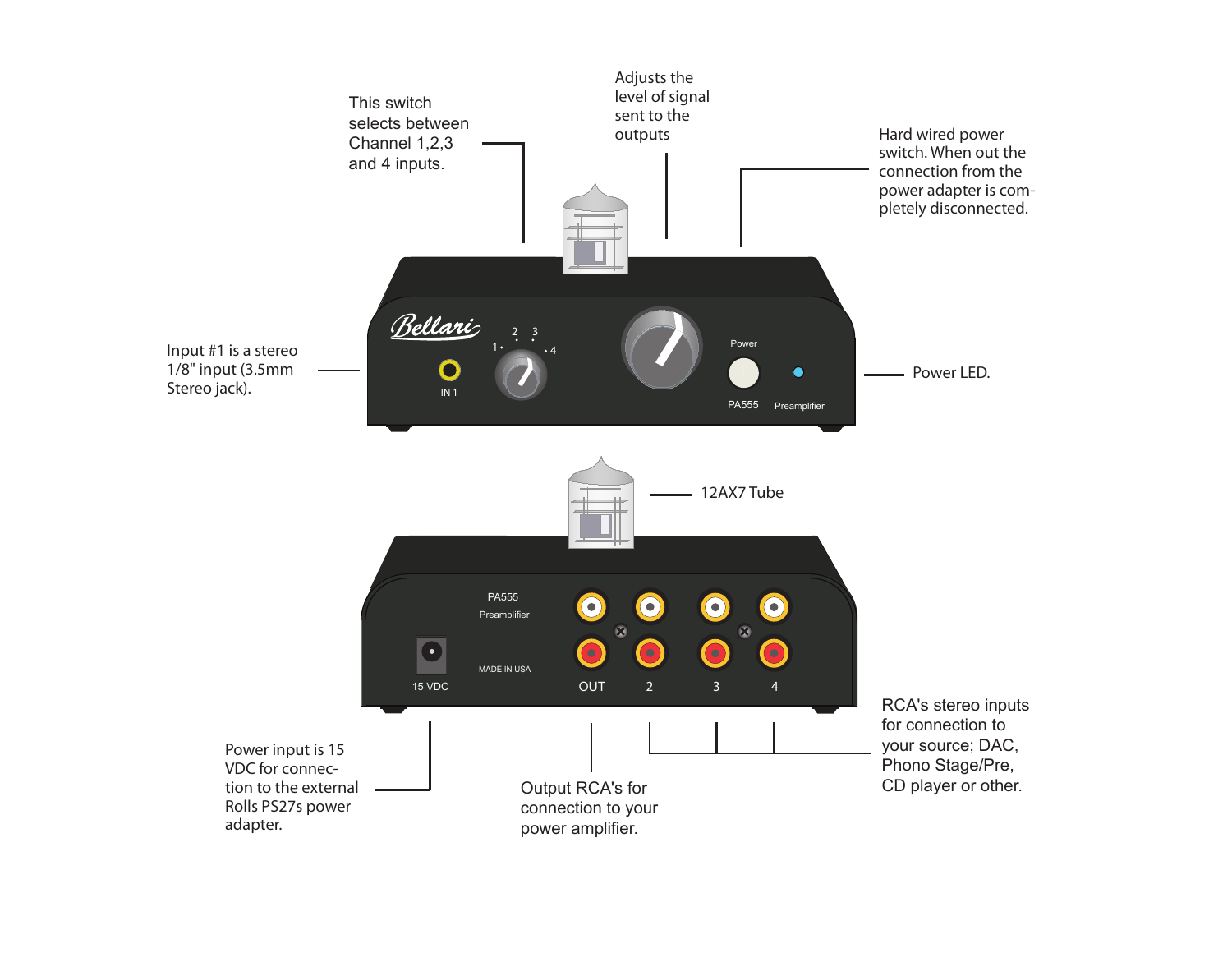This switch selects between Channel 1,2,3 and 4 inputs.

Adjusts the level of signal sent to the outputs

Hard wired power switch. When out the connection from the power adapter is completely disconnected.

Input #1 is a stereo 1/8" input (3.5mm Stereo jack).

Power LED.

Bellari

1 2 3 4

IN 1

Power

PA555

Preamplifier

12AX7 Tube

PA555

Preamplifier

MADE IN USA

15 VDC

OUT 2 3 4

Power input is 15 VDC for connection to the external Rolls PS27s power adapter.

Output RCA's for connection to your power amplifier.

RCA's stereo inputs for connection to your source; DAC, Phono Stage/Pre, CD player or other.